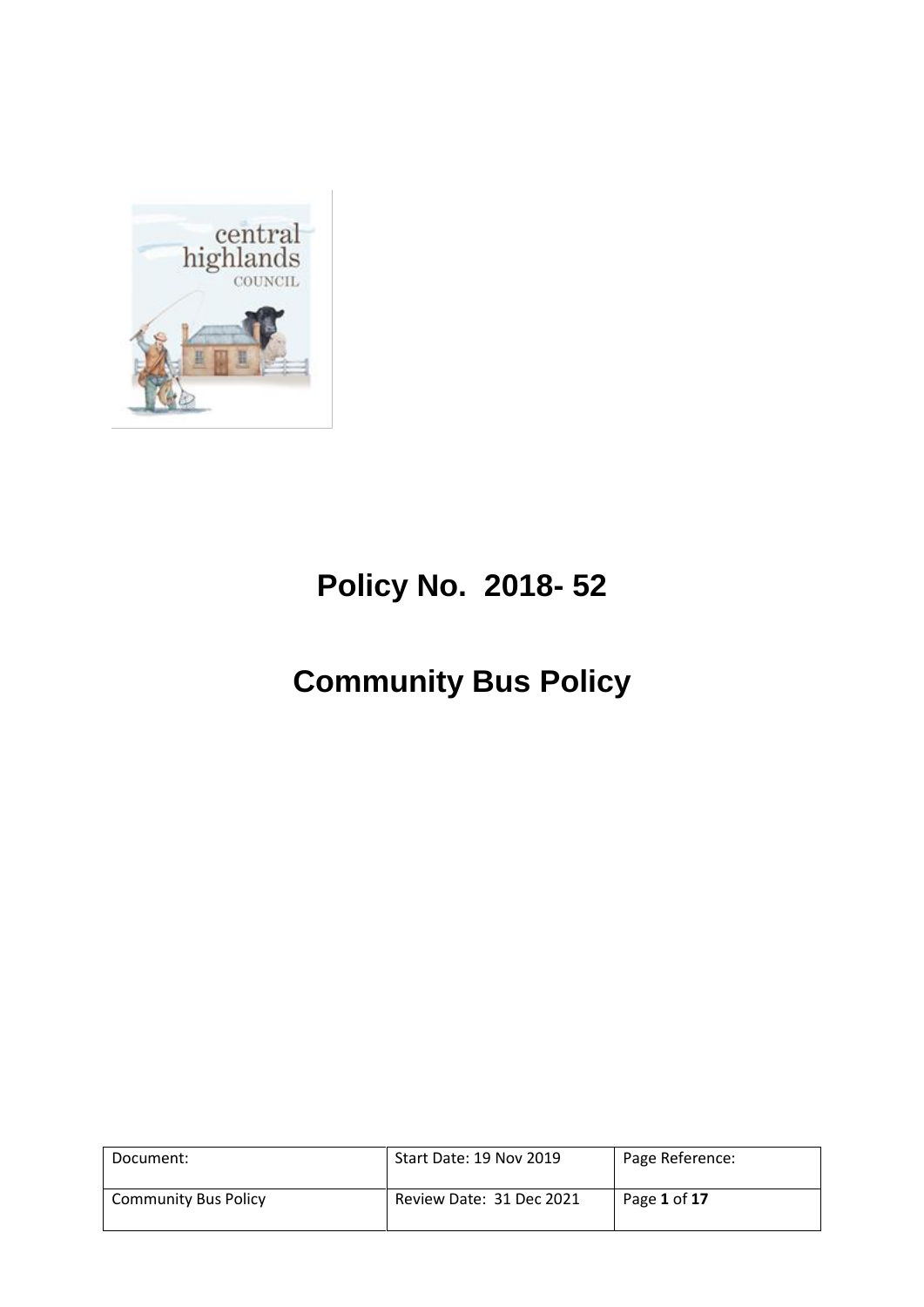# Policy No. 2018- 52

# Community Bus Policy

| Document: | Start Date: 19 Nov 2019 | Page Reference: |
| --- | --- | --- |
| Community Bus Policy | Review Date: 31 Dec 2021 | Page **1** of **17** |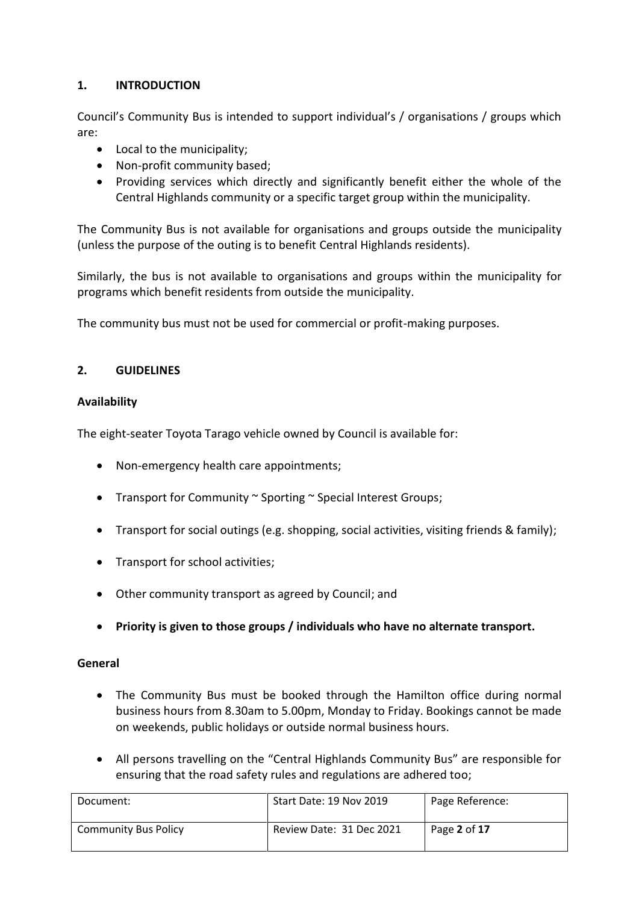## 1. INTRODUCTION

Council's Community Bus is intended to support individual's / organisations / groups which are:

- Local to the municipality;
- Non-profit community based;
- Providing services which directly and significantly benefit either the whole of the Central Highlands community or a specific target group within the municipality.

The Community Bus is not available for organisations and groups outside the municipality (unless the purpose of the outing is to benefit Central Highlands residents).

Similarly, the bus is not available to organisations and groups within the municipality for programs which benefit residents from outside the municipality.

The community bus must not be used for commercial or profit-making purposes.

## 2. GUIDELINES

### Availability

The eight-seater Toyota Tarago vehicle owned by Council is available for:

- Non-emergency health care appointments;
- Transport for Community ~ Sporting ~ Special Interest Groups;
- Transport for social outings (e.g. shopping, social activities, visiting friends & family);
- Transport for school activities;
- Other community transport as agreed by Council; and
- **Priority is given to those groups / individuals who have no alternate transport.**

### General

- The Community Bus must be booked through the Hamilton office during normal business hours from 8.30am to 5.00pm, Monday to Friday. Bookings cannot be made on weekends, public holidays or outside normal business hours.
- All persons travelling on the "Central Highlands Community Bus" are responsible for ensuring that the road safety rules and regulations are adhered too;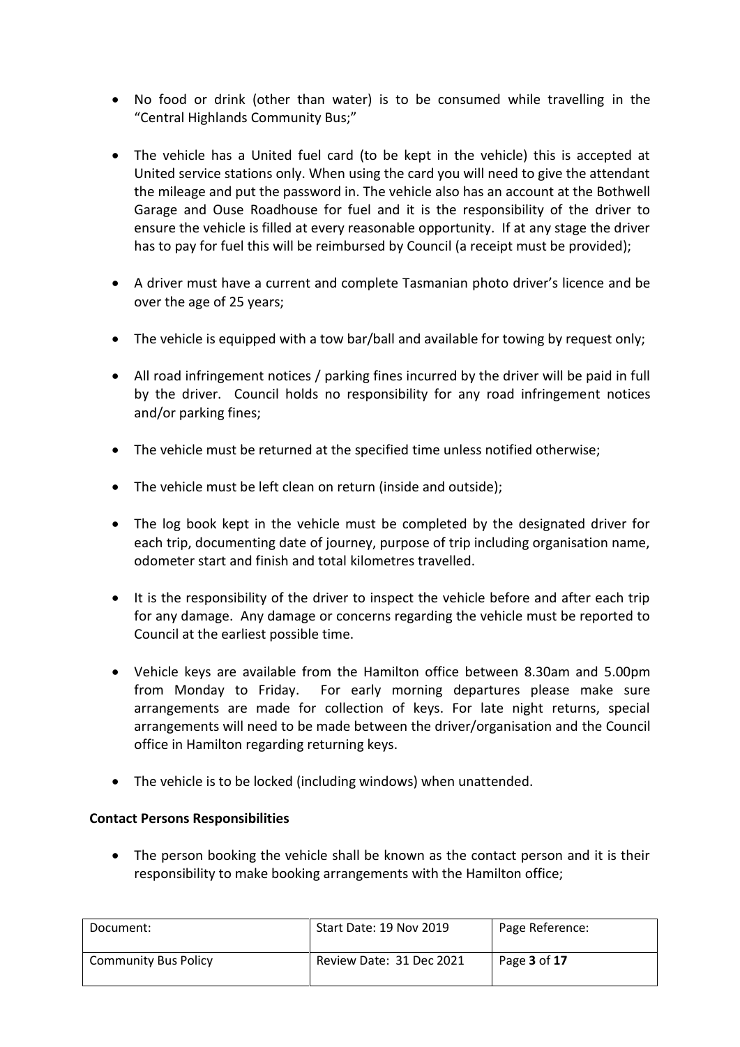- No food or drink (other than water) is to be consumed while travelling in the "Central Highlands Community Bus;"

- The vehicle has a United fuel card (to be kept in the vehicle) this is accepted at United service stations only. When using the card you will need to give the attendant the mileage and put the password in. The vehicle also has an account at the Bothwell Garage and Ouse Roadhouse for fuel and it is the responsibility of the driver to ensure the vehicle is filled at every reasonable opportunity. If at any stage the driver has to pay for fuel this will be reimbursed by Council (a receipt must be provided);

- A driver must have a current and complete Tasmanian photo driver's licence and be over the age of 25 years;

- The vehicle is equipped with a tow bar/ball and available for towing by request only;

- All road infringement notices / parking fines incurred by the driver will be paid in full by the driver. Council holds no responsibility for any road infringement notices and/or parking fines;

- The vehicle must be returned at the specified time unless notified otherwise;

- The vehicle must be left clean on return (inside and outside);

- The log book kept in the vehicle must be completed by the designated driver for each trip, documenting date of journey, purpose of trip including organisation name, odometer start and finish and total kilometres travelled.

- It is the responsibility of the driver to inspect the vehicle before and after each trip for any damage. Any damage or concerns regarding the vehicle must be reported to Council at the earliest possible time.

- Vehicle keys are available from the Hamilton office between 8.30am and 5.00pm from Monday to Friday. For early morning departures please make sure arrangements are made for collection of keys. For late night returns, special arrangements will need to be made between the driver/organisation and the Council office in Hamilton regarding returning keys.

- The vehicle is to be locked (including windows) when unattended.

**Contact Persons Responsibilities**

- The person booking the vehicle shall be known as the contact person and it is their responsibility to make booking arrangements with the Hamilton office;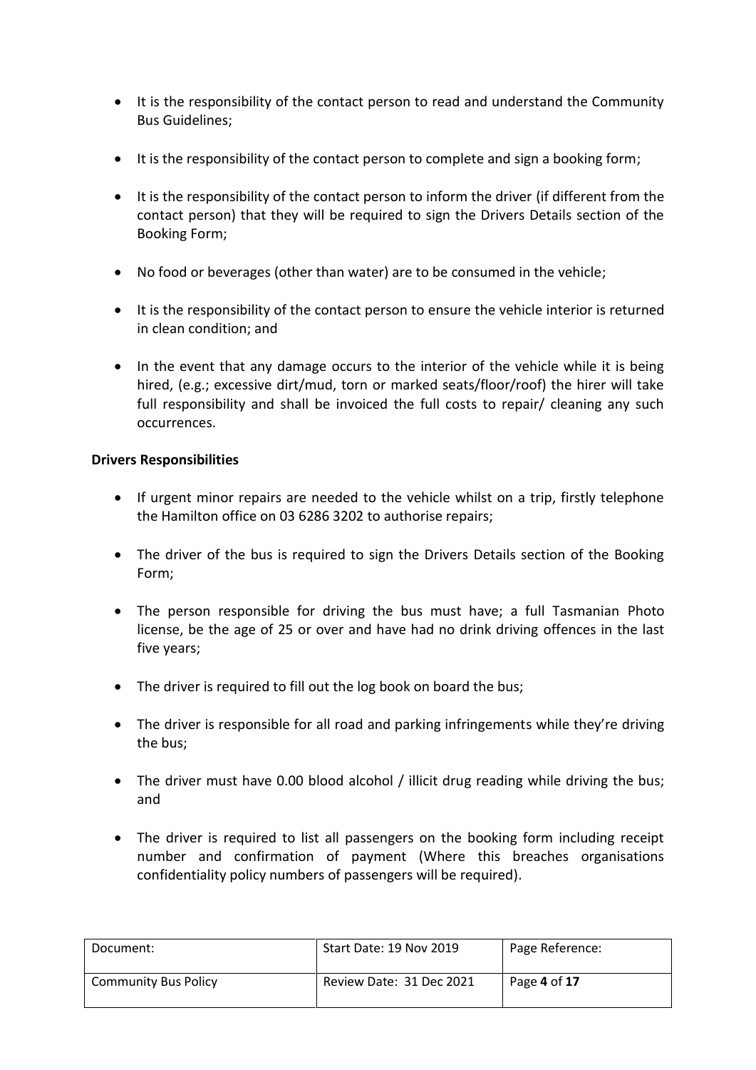- It is the responsibility of the contact person to read and understand the Community Bus Guidelines;
- It is the responsibility of the contact person to complete and sign a booking form;
- It is the responsibility of the contact person to inform the driver (if different from the contact person) that they will be required to sign the Drivers Details section of the Booking Form;
- No food or beverages (other than water) are to be consumed in the vehicle;
- It is the responsibility of the contact person to ensure the vehicle interior is returned in clean condition; and
- In the event that any damage occurs to the interior of the vehicle while it is being hired, (e.g.; excessive dirt/mud, torn or marked seats/floor/roof) the hirer will take full responsibility and shall be invoiced the full costs to repair/ cleaning any such occurrences.

**Drivers Responsibilities**

- If urgent minor repairs are needed to the vehicle whilst on a trip, firstly telephone the Hamilton office on 03 6286 3202 to authorise repairs;
- The driver of the bus is required to sign the Drivers Details section of the Booking Form;
- The person responsible for driving the bus must have; a full Tasmanian Photo license, be the age of 25 or over and have had no drink driving offences in the last five years;
- The driver is required to fill out the log book on board the bus;
- The driver is responsible for all road and parking infringements while they're driving the bus;
- The driver must have 0.00 blood alcohol / illicit drug reading while driving the bus; and
- The driver is required to list all passengers on the booking form including receipt number and confirmation of payment (Where this breaches organisations confidentiality policy numbers of passengers will be required).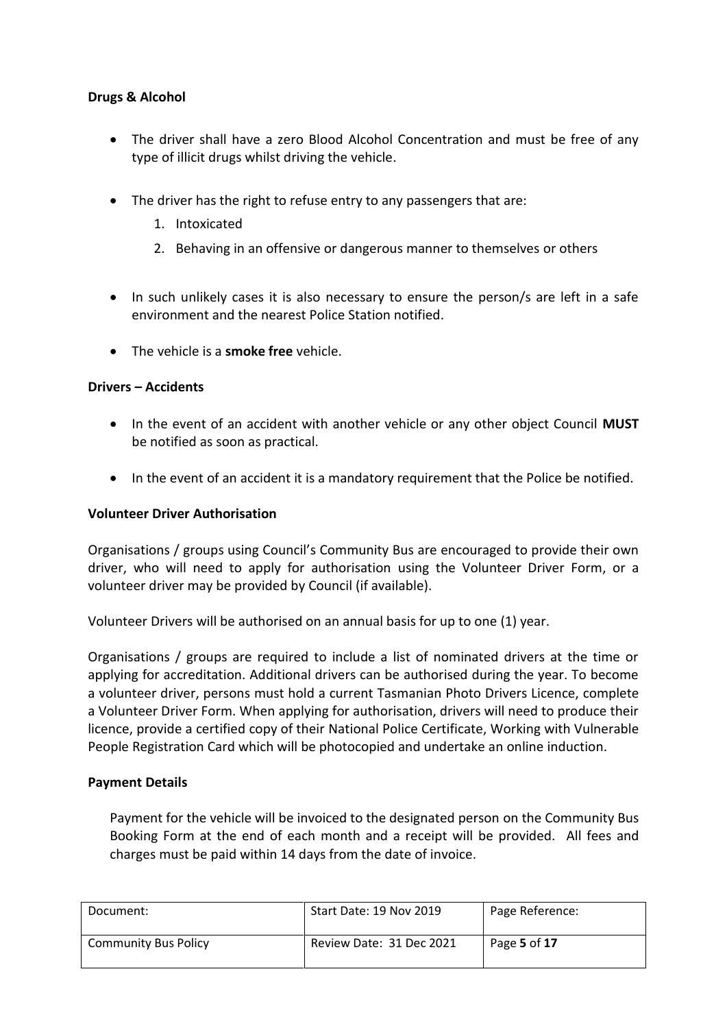**Drugs & Alcohol**

- The driver shall have a zero Blood Alcohol Concentration and must be free of any type of illicit drugs whilst driving the vehicle.
- The driver has the right to refuse entry to any passengers that are:
  1. Intoxicated
  2. Behaving in an offensive or dangerous manner to themselves or others
- In such unlikely cases it is also necessary to ensure the person/s are left in a safe environment and the nearest Police Station notified.
- The vehicle is a **smoke free** vehicle.

**Drivers – Accidents**

- In the event of an accident with another vehicle or any other object Council **MUST** be notified as soon as practical.
- In the event of an accident it is a mandatory requirement that the Police be notified.

**Volunteer Driver Authorisation**

Organisations / groups using Council's Community Bus are encouraged to provide their own driver, who will need to apply for authorisation using the Volunteer Driver Form, or a volunteer driver may be provided by Council (if available).

Volunteer Drivers will be authorised on an annual basis for up to one (1) year.

Organisations / groups are required to include a list of nominated drivers at the time or applying for accreditation. Additional drivers can be authorised during the year. To become a volunteer driver, persons must hold a current Tasmanian Photo Drivers Licence, complete a Volunteer Driver Form. When applying for authorisation, drivers will need to produce their licence, provide a certified copy of their National Police Certificate, Working with Vulnerable People Registration Card which will be photocopied and undertake an online induction.

**Payment Details**

Payment for the vehicle will be invoiced to the designated person on the Community Bus Booking Form at the end of each month and a receipt will be provided. All fees and charges must be paid within 14 days from the date of invoice.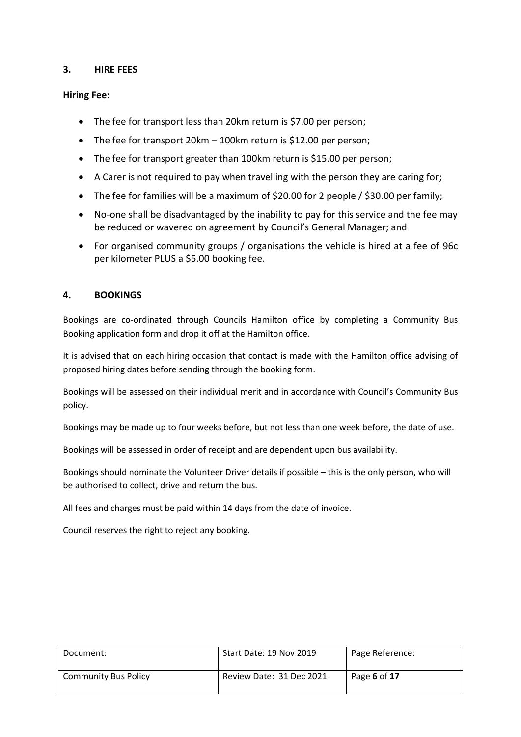## 3. HIRE FEES

**Hiring Fee:**

- The fee for transport less than 20km return is $7.00 per person;
- The fee for transport 20km – 100km return is $12.00 per person;
- The fee for transport greater than 100km return is $15.00 per person;
- A Carer is not required to pay when travelling with the person they are caring for;
- The fee for families will be a maximum of $20.00 for 2 people / $30.00 per family;
- No-one shall be disadvantaged by the inability to pay for this service and the fee may be reduced or wavered on agreement by Council's General Manager; and
- For organised community groups / organisations the vehicle is hired at a fee of 96c per kilometer PLUS a $5.00 booking fee.

## 4. BOOKINGS

Bookings are co-ordinated through Councils Hamilton office by completing a Community Bus Booking application form and drop it off at the Hamilton office.

It is advised that on each hiring occasion that contact is made with the Hamilton office advising of proposed hiring dates before sending through the booking form.

Bookings will be assessed on their individual merit and in accordance with Council's Community Bus policy.

Bookings may be made up to four weeks before, but not less than one week before, the date of use.

Bookings will be assessed in order of receipt and are dependent upon bus availability.

Bookings should nominate the Volunteer Driver details if possible – this is the only person, who will be authorised to collect, drive and return the bus.

All fees and charges must be paid within 14 days from the date of invoice.

Council reserves the right to reject any booking.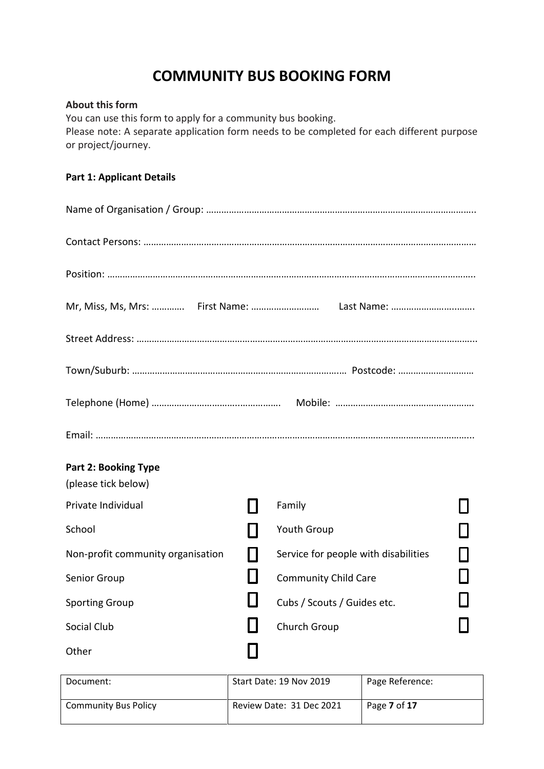# COMMUNITY BUS BOOKING FORM

**About this form**

You can use this form to apply for a community bus booking.

Please note: A separate application form needs to be completed for each different purpose or project/journey.

**Part 1: Applicant Details**

Name of Organisation / Group: ……………………………………………………………………………………………..

Contact Persons: ………………………………………………………………………………………………………………

Position: …………………………………………………………………………………………………………………………..

Mr, Miss, Ms, Mrs: …………. First Name: ……………………… Last Name: …………………………….

Street Address: ………………………………………………………………………………………………………………...

Town/Suburb: ………………………………………………………………………… Postcode: …………………………

Telephone (Home) …………………………………………. Mobile: ……………………………………………….

Email: ……………………………………………………………………………………………………………………………..

**Part 2: Booking Type**

(please tick below)

| | | | |
|---|---|---|---|
| Private Individual | ☐ | Family | ☐ |
| School | ☐ | Youth Group | ☐ |
| Non-profit community organisation | ☐ | Service for people with disabilities | ☐ |
| Senior Group | ☐ | Community Child Care | ☐ |
| Sporting Group | ☐ | Cubs / Scouts / Guides etc. | ☐ |
| Social Club | ☐ | Church Group | ☐ |
| Other | ☐ | | |

| Document: | Start Date: 19 Nov 2019 | Page Reference: |
|---|---|---|
| Community Bus Policy | Review Date: 31 Dec 2021 | Page **7** of **17** |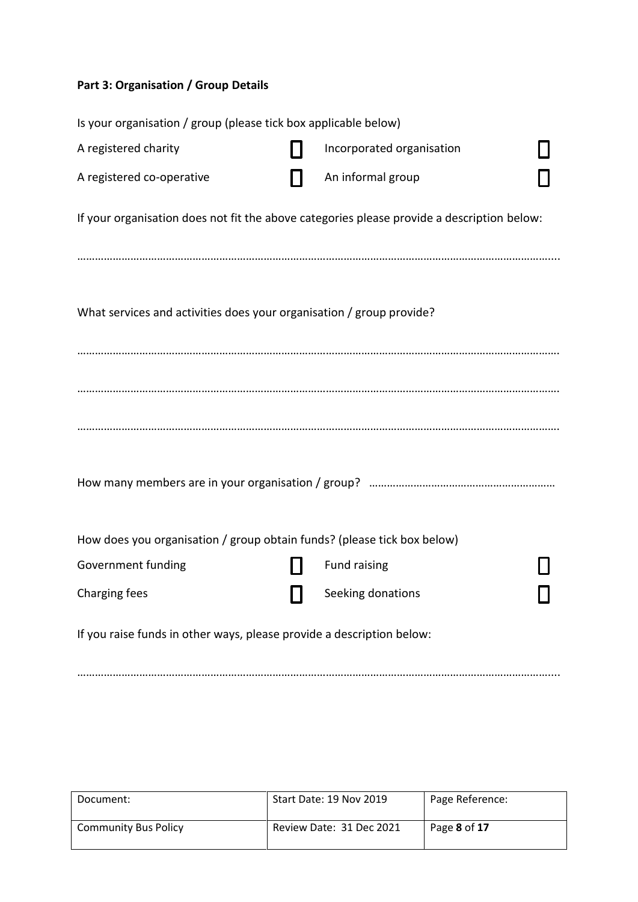**Part 3: Organisation / Group Details**

Is your organisation / group (please tick box applicable below)

| | | | |
|---|---|---|---|
| A registered charity | ☐ | Incorporated organisation | ☐ |
| A registered co-operative | ☐ | An informal group | ☐ |

If your organisation does not fit the above categories please provide a description below:

………………………………………………………………………………………………………………………………………...

What services and activities does your organisation / group provide?

……………………………………………………………………………………………………………………………………….

……………………………………………………………………………………………………………………………………….

……………………………………………………………………………………………………………………………………….

How many members are in your organisation / group? ……………………………………………………

How does you organisation / group obtain funds? (please tick box below)

| | | | |
|---|---|---|---|
| Government funding | ☐ | Fund raising | ☐ |
| Charging fees | ☐ | Seeking donations | ☐ |

If you raise funds in other ways, please provide a description below:

………………………………………………………………………………………………………………………………………...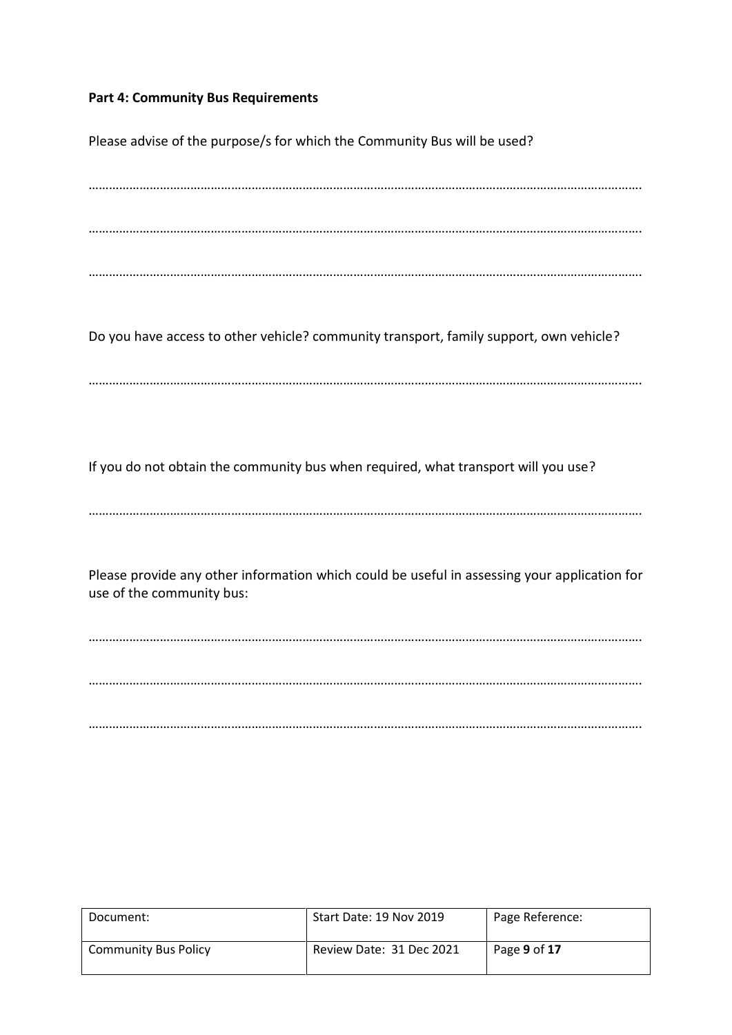**Part 4: Community Bus Requirements**

Please advise of the purpose/s for which the Community Bus will be used?

…………………………………………………………………………………………………………………………………………………

…………………………………………………………………………………………………………………………………………………

…………………………………………………………………………………………………………………………………………………

Do you have access to other vehicle? community transport, family support, own vehicle?

…………………………………………………………………………………………………………………………………………………

If you do not obtain the community bus when required, what transport will you use?

…………………………………………………………………………………………………………………………………………………

Please provide any other information which could be useful in assessing your application for use of the community bus:

…………………………………………………………………………………………………………………………………………………

…………………………………………………………………………………………………………………………………………………

…………………………………………………………………………………………………………………………………………………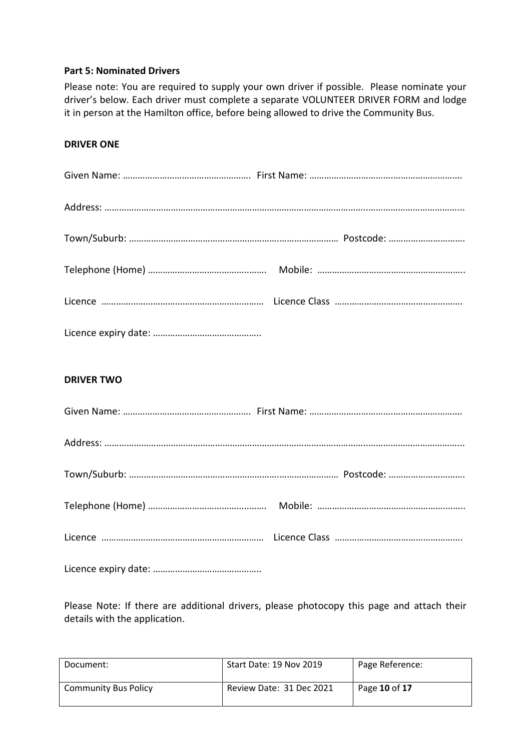**Part 5: Nominated Drivers**

Please note: You are required to supply your own driver if possible. Please nominate your driver's below. Each driver must complete a separate VOLUNTEER DRIVER FORM and lodge it in person at the Hamilton office, before being allowed to drive the Community Bus.

**DRIVER ONE**

Given Name: ……………………………………………. First Name: …………………………………………………….

Address: ………………………………………………………………………………………………………………………...

Town/Suburb: ………………………………………………………………………… Postcode: ………………………….

Telephone (Home) ………………………………………. Mobile: …………………………………………………..

Licence ………………………………………………………… Licence Class …………………………………………….

Licence expiry date: ……………………………………..

**DRIVER TWO**

Given Name: ……………………………………………. First Name: …………………………………………………….

Address: ………………………………………………………………………………………………………………………...

Town/Suburb: ………………………………………………………………………… Postcode: ………………………….

Telephone (Home) ………………………………………. Mobile: …………………………………………………..

Licence ………………………………………………………… Licence Class …………………………………………….

Licence expiry date: ……………………………………..

Please Note: If there are additional drivers, please photocopy this page and attach their details with the application.

| Document: | Start Date: 19 Nov 2019 | Page Reference: |
|---|---|---|
| Community Bus Policy | Review Date: 31 Dec 2021 | Page **10** of **17** |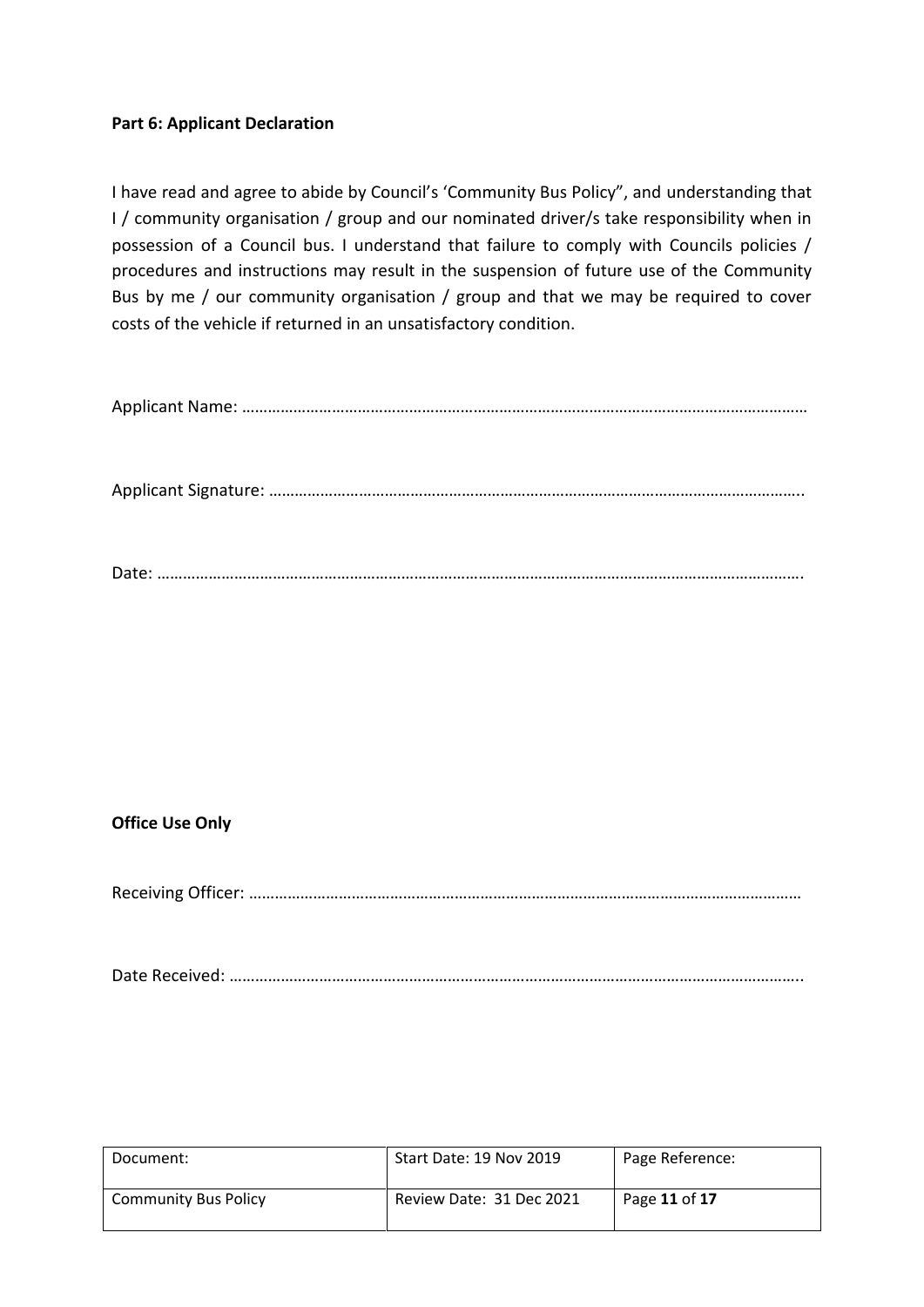**Part 6: Applicant Declaration**

I have read and agree to abide by Council's 'Community Bus Policy", and understanding that I / community organisation / group and our nominated driver/s take responsibility when in possession of a Council bus. I understand that failure to comply with Councils policies / procedures and instructions may result in the suspension of future use of the Community Bus by me / our community organisation / group and that we may be required to cover costs of the vehicle if returned in an unsatisfactory condition.

Applicant Name: ……………………………………………………………………………………………………………………

Applicant Signature: ……………………………………………………………………………………………………………..

Date: ……………………………………………………………………………………………………………………………….

**Office Use Only**

Receiving Officer: …………………………………………………………………………………………………………………

Date Received: ……………………………………………………………………………………………………………………..

| Document: | Start Date: 19 Nov 2019 | Page Reference: |
|---|---|---|
| Community Bus Policy | Review Date: 31 Dec 2021 | Page **11** of **17** |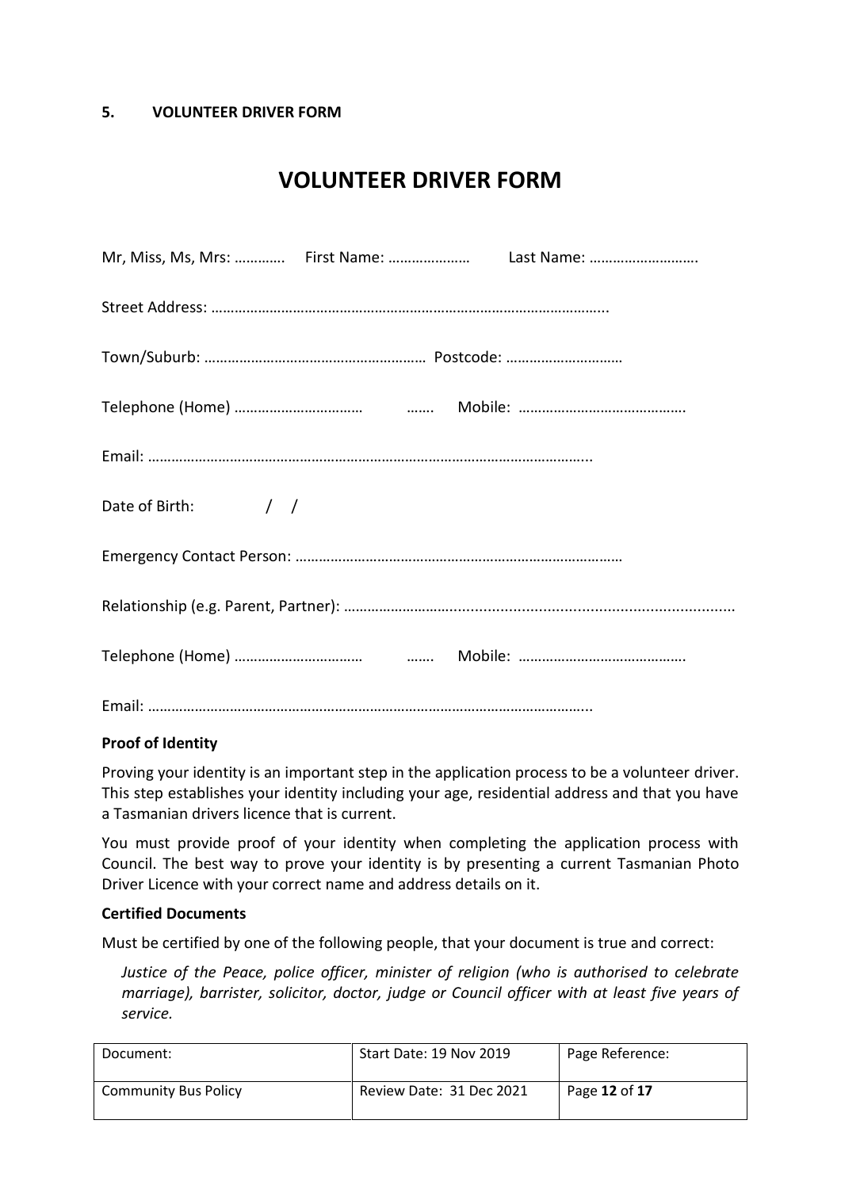**5. VOLUNTEER DRIVER FORM**

# VOLUNTEER DRIVER FORM

Mr, Miss, Ms, Mrs: …………. First Name: ………………… Last Name: ……………………….

Street Address: ………………………………………………………………………………………..

Town/Suburb: ………………………………………………… Postcode: …………………………

Telephone (Home) …………………………… ……. Mobile: …………………………………….

Email: …………………………………………………………………………………………………..

Date of Birth: / /

Emergency Contact Person: …………………………………………………………………………

Relationship (e.g. Parent, Partner): ……………………………..........................................................

Telephone (Home) …………………………… ……. Mobile: …………………………………….

Email: …………………………………………………………………………………………………..

**Proof of Identity**

Proving your identity is an important step in the application process to be a volunteer driver. This step establishes your identity including your age, residential address and that you have a Tasmanian drivers licence that is current.

You must provide proof of your identity when completing the application process with Council. The best way to prove your identity is by presenting a current Tasmanian Photo Driver Licence with your correct name and address details on it.

**Certified Documents**

Must be certified by one of the following people, that your document is true and correct:

*Justice of the Peace, police officer, minister of religion (who is authorised to celebrate marriage), barrister, solicitor, doctor, judge or Council officer with at least five years of service.*

| Document: | Start Date: 19 Nov 2019 | Page Reference: |
| --- | --- | --- |
| Community Bus Policy | Review Date: 31 Dec 2021 | Page **12** of **17** |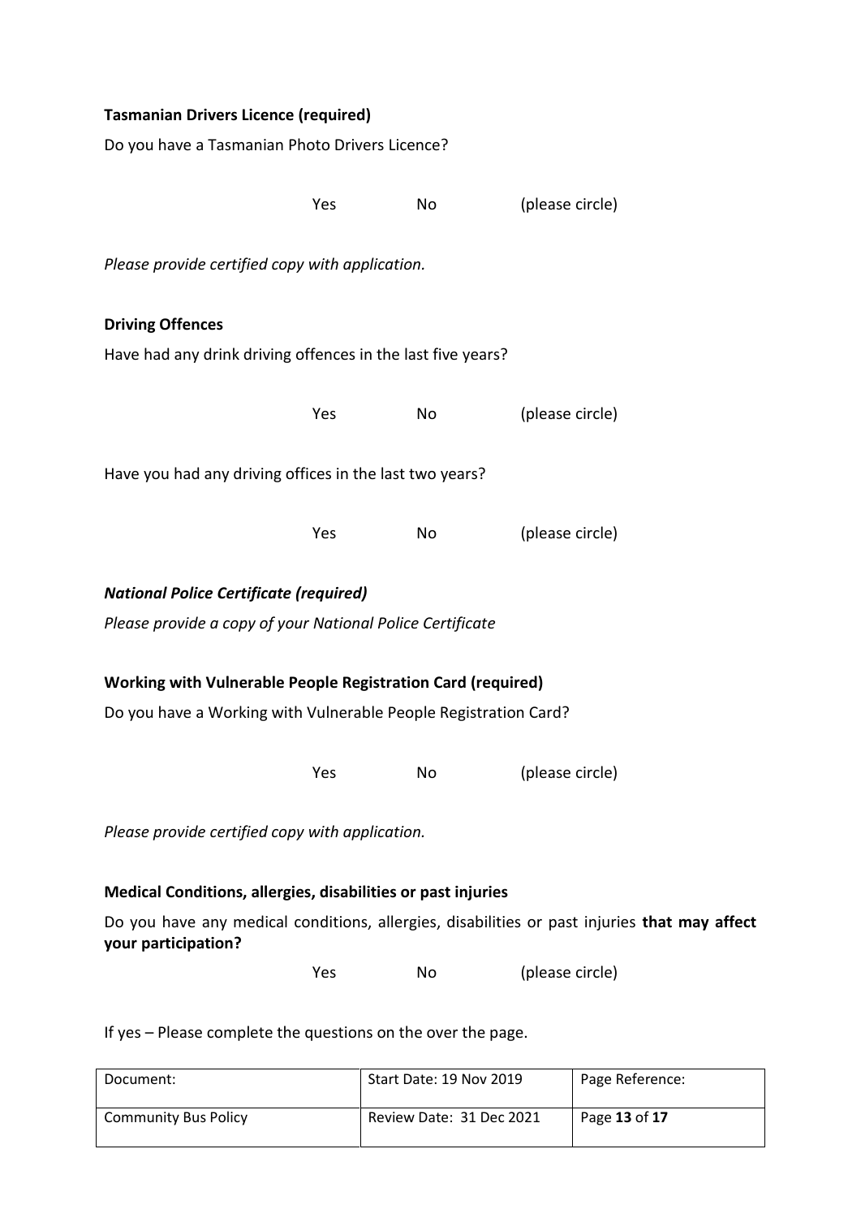**Tasmanian Drivers Licence (required)**

Do you have a Tasmanian Photo Drivers Licence?

Yes No (please circle)

*Please provide certified copy with application.*

**Driving Offences**

Have had any drink driving offences in the last five years?

Yes No (please circle)

Have you had any driving offices in the last two years?

Yes No (please circle)

***National Police Certificate (required)***

*Please provide a copy of your National Police Certificate*

**Working with Vulnerable People Registration Card (required)**

Do you have a Working with Vulnerable People Registration Card?

Yes No (please circle)

*Please provide certified copy with application.*

**Medical Conditions, allergies, disabilities or past injuries**

Do you have any medical conditions, allergies, disabilities or past injuries **that may affect your participation?**

Yes No (please circle)

If yes – Please complete the questions on the over the page.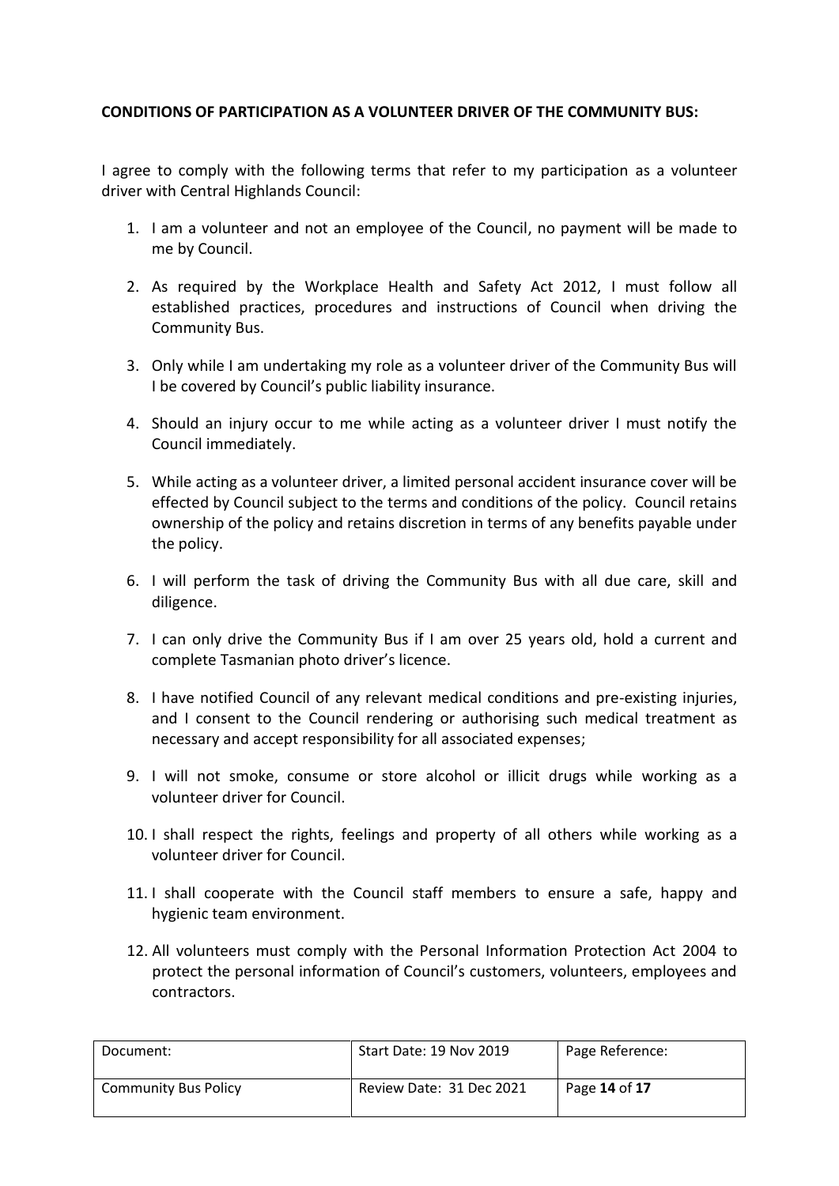**CONDITIONS OF PARTICIPATION AS A VOLUNTEER DRIVER OF THE COMMUNITY BUS:**

I agree to comply with the following terms that refer to my participation as a volunteer driver with Central Highlands Council:

1. I am a volunteer and not an employee of the Council, no payment will be made to me by Council.

2. As required by the Workplace Health and Safety Act 2012, I must follow all established practices, procedures and instructions of Council when driving the Community Bus.

3. Only while I am undertaking my role as a volunteer driver of the Community Bus will I be covered by Council's public liability insurance.

4. Should an injury occur to me while acting as a volunteer driver I must notify the Council immediately.

5. While acting as a volunteer driver, a limited personal accident insurance cover will be effected by Council subject to the terms and conditions of the policy. Council retains ownership of the policy and retains discretion in terms of any benefits payable under the policy.

6. I will perform the task of driving the Community Bus with all due care, skill and diligence.

7. I can only drive the Community Bus if I am over 25 years old, hold a current and complete Tasmanian photo driver's licence.

8. I have notified Council of any relevant medical conditions and pre-existing injuries, and I consent to the Council rendering or authorising such medical treatment as necessary and accept responsibility for all associated expenses;

9. I will not smoke, consume or store alcohol or illicit drugs while working as a volunteer driver for Council.

10. I shall respect the rights, feelings and property of all others while working as a volunteer driver for Council.

11. I shall cooperate with the Council staff members to ensure a safe, happy and hygienic team environment.

12. All volunteers must comply with the Personal Information Protection Act 2004 to protect the personal information of Council's customers, volunteers, employees and contractors.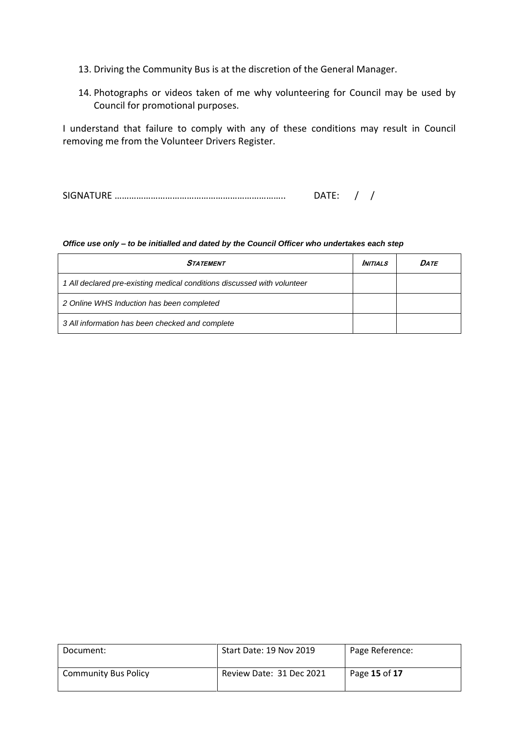13. Driving the Community Bus is at the discretion of the General Manager.

14. Photographs or videos taken of me why volunteering for Council may be used by Council for promotional purposes.

I understand that failure to comply with any of these conditions may result in Council removing me from the Volunteer Drivers Register.

SIGNATURE …………………………………………………………….. DATE: / /

***Office use only – to be initialled and dated by the Council Officer who undertakes each step***

| ***Statement*** | ***Initials*** | ***Date*** |
|---|---|---|
| *1 All declared pre-existing medical conditions discussed with volunteer* | | |
| *2 Online WHS Induction has been completed* | | |
| *3 All information has been checked and complete* | | |

| Document: | Start Date: 19 Nov 2019 | Page Reference: |
|---|---|---|
| Community Bus Policy | Review Date: 31 Dec 2021 | Page **15** of **17** |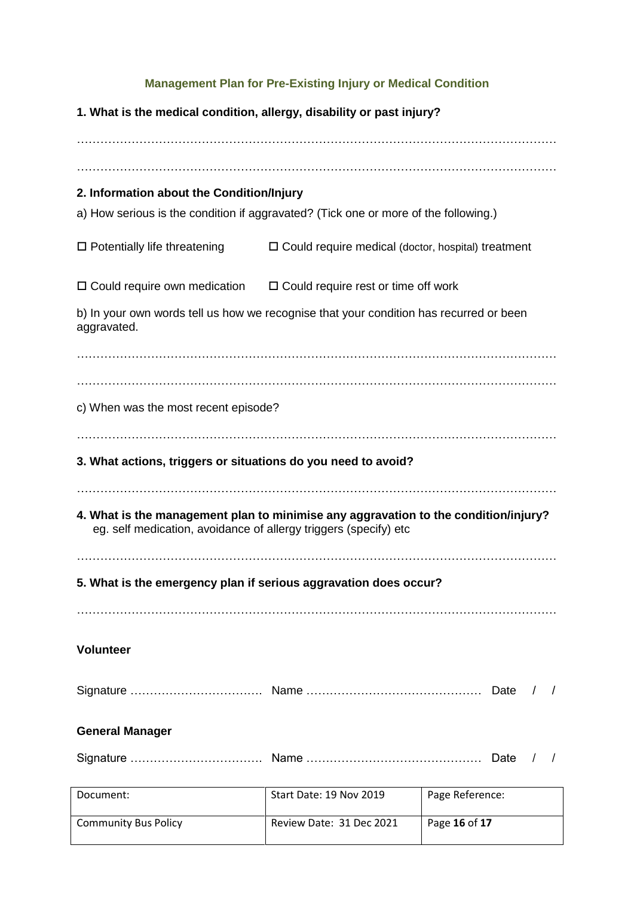## Management Plan for Pre-Existing Injury or Medical Condition

**1. What is the medical condition, allergy, disability or past injury?**

…………………………………………………………………………………………………………

…………………………………………………………………………………………………………

**2. Information about the Condition/Injury**

a) How serious is the condition if aggravated? (Tick one or more of the following.)

☐ Potentially life threatening ☐ Could require medical (doctor, hospital) treatment

☐ Could require own medication ☐ Could require rest or time off work

b) In your own words tell us how we recognise that your condition has recurred or been aggravated.

…………………………………………………………………………………………………………

…………………………………………………………………………………………………………

c) When was the most recent episode?

…………………………………………………………………………………………………………

**3. What actions, triggers or situations do you need to avoid?**

…………………………………………………………………………………………………………

**4. What is the management plan to minimise any aggravation to the condition/injury?**
eg. self medication, avoidance of allergy triggers (specify) etc

…………………………………………………………………………………………………………

**5. What is the emergency plan if serious aggravation does occur?**

…………………………………………………………………………………………………………

**Volunteer**

Signature …………………………… Name ……………………………………… Date / /

**General Manager**

Signature …………………………… Name ……………………………………… Date / /

| Document: | Start Date: 19 Nov 2019 | Page Reference: |
|---|---|---|
| Community Bus Policy | Review Date: 31 Dec 2021 | Page **16** of **17** |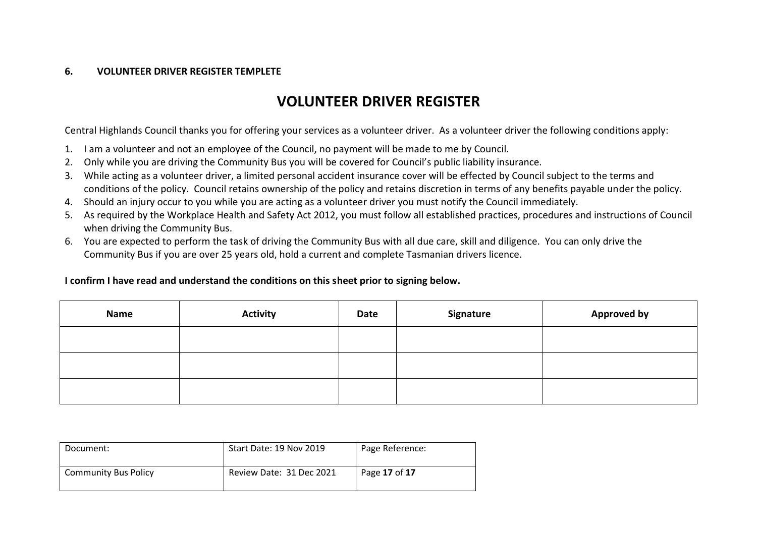**6. VOLUNTEER DRIVER REGISTER TEMPLETE**

# VOLUNTEER DRIVER REGISTER

Central Highlands Council thanks you for offering your services as a volunteer driver. As a volunteer driver the following conditions apply:

1. I am a volunteer and not an employee of the Council, no payment will be made to me by Council.
2. Only while you are driving the Community Bus you will be covered for Council's public liability insurance.
3. While acting as a volunteer driver, a limited personal accident insurance cover will be effected by Council subject to the terms and conditions of the policy. Council retains ownership of the policy and retains discretion in terms of any benefits payable under the policy.
4. Should an injury occur to you while you are acting as a volunteer driver you must notify the Council immediately.
5. As required by the Workplace Health and Safety Act 2012, you must follow all established practices, procedures and instructions of Council when driving the Community Bus.
6. You are expected to perform the task of driving the Community Bus with all due care, skill and diligence. You can only drive the Community Bus if you are over 25 years old, hold a current and complete Tasmanian drivers licence.

**I confirm I have read and understand the conditions on this sheet prior to signing below.**

| Name | Activity | Date | Signature | Approved by |
|---|---|---|---|---|
| | | | | |
| | | | | |
| | | | | |

| Document: | Start Date: 19 Nov 2019 | Page Reference: |
|---|---|---|
| Community Bus Policy | Review Date: 31 Dec 2021 | Page **17** of **17** |